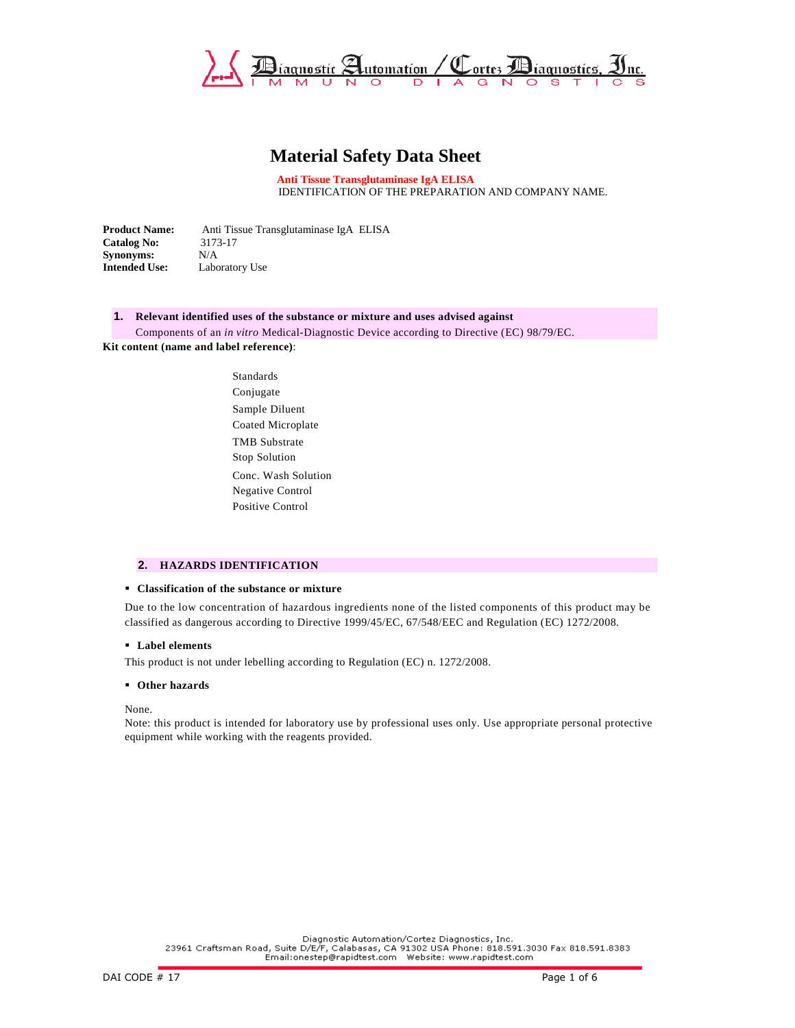# Material Safety Data Sheet

**Anti Tissue Transglutaminase IgA ELISA**
IDENTIFICATION OF THE PREPARATION AND COMPANY NAME.

**Product Name:** Anti Tissue Transglutaminase IgA ELISA
**Catalog No:** 3173-17
**Synonyms:** N/A
**Intended Use:** Laboratory Use

## 1. Relevant identified uses of the substance or mixture and uses advised against

Components of an *in vitro* Medical-Diagnostic Device according to Directive (EC) 98/79/EC.

**Kit content (name and label reference)**:

- Standards
- Conjugate
- Sample Diluent
- Coated Microplate
- TMB Substrate
- Stop Solution
- Conc. Wash Solution
- Negative Control
- Positive Control

## 2. HAZARDS IDENTIFICATION

- **Classification of the substance or mixture**

Due to the low concentration of hazardous ingredients none of the listed components of this product may be classified as dangerous according to Directive 1999/45/EC, 67/548/EEC and Regulation (EC) 1272/2008.

- **Label elements**

This product is not under lebelling according to Regulation (EC) n. 1272/2008.

- **Other hazards**

None.
Note: this product is intended for laboratory use by professional uses only. Use appropriate personal protective equipment while working with the reagents provided.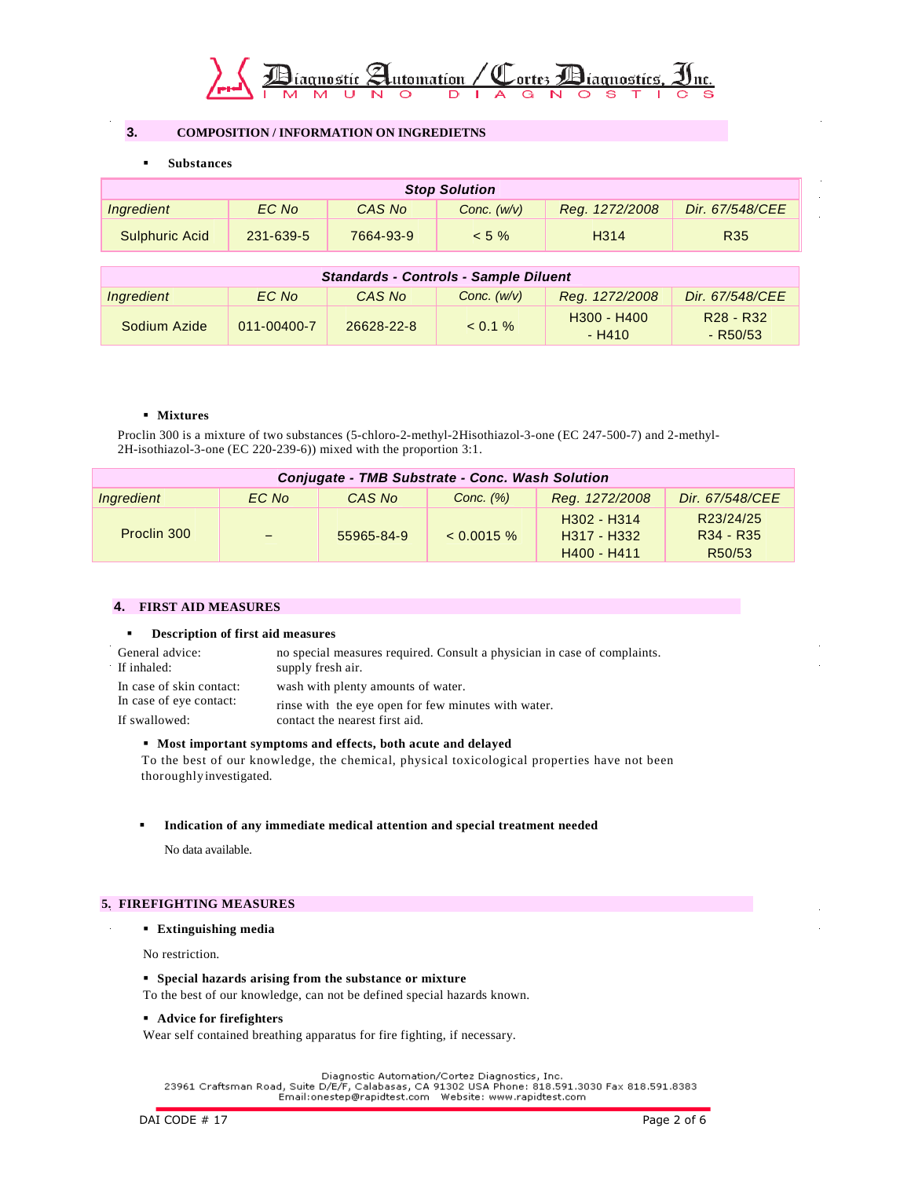## 3. COMPOSITION / INFORMATION ON INGREDIETNS

- **Substances**

| Stop Solution | | | | | |
|---|---|---|---|---|---|
| *Ingredient* | *EC No* | *CAS No* | *Conc. (w/v)* | *Reg. 1272/2008* | *Dir. 67/548/CEE* |
| Sulphuric Acid | 231-639-5 | 7664-93-9 | < 5 % | H314 | R35 |

| Standards - Controls - Sample Diluent | | | | | |
|---|---|---|---|---|---|
| *Ingredient* | *EC No* | *CAS No* | *Conc. (w/v)* | *Reg. 1272/2008* | *Dir. 67/548/CEE* |
| Sodium Azide | 011-00400-7 | 26628-22-8 | < 0.1 % | H300 - H400 - H410 | R28 - R32 - R50/53 |

- **Mixtures**

Proclin 300 is a mixture of two substances (5-chloro-2-methyl-2Hisothiazol-3-one (EC 247-500-7) and 2-methyl-2H-isothiazol-3-one (EC 220-239-6)) mixed with the proportion 3:1.

| Conjugate - TMB Substrate - Conc. Wash Solution | | | | | |
|---|---|---|---|---|---|
| *Ingredient* | *EC No* | *CAS No* | *Conc. (%)* | *Reg. 1272/2008* | *Dir. 67/548/CEE* |
| Proclin 300 | – | 55965-84-9 | < 0.0015 % | H302 - H314 H317 - H332 H400 - H411 | R23/24/25 R34 - R35 R50/53 |

## 4. FIRST AID MEASURES

- **Description of first aid measures**

General advice: no special measures required. Consult a physician in case of complaints.
If inhaled: supply fresh air.
In case of skin contact: wash with plenty amounts of water.
In case of eye contact: rinse with the eye open for few minutes with water.
If swallowed: contact the nearest first aid.

- **Most important symptoms and effects, both acute and delayed**

To the best of our knowledge, the chemical, physical toxicological properties have not been thoroughly investigated.

- **Indication of any immediate medical attention and special treatment needed**

No data available.

## 5. FIREFIGHTING MEASURES

- **Extinguishing media**

No restriction.

- **Special hazards arising from the substance or mixture**

To the best of our knowledge, can not be defined special hazards known.

- **Advice for firefighters**

Wear self contained breathing apparatus for fire fighting, if necessary.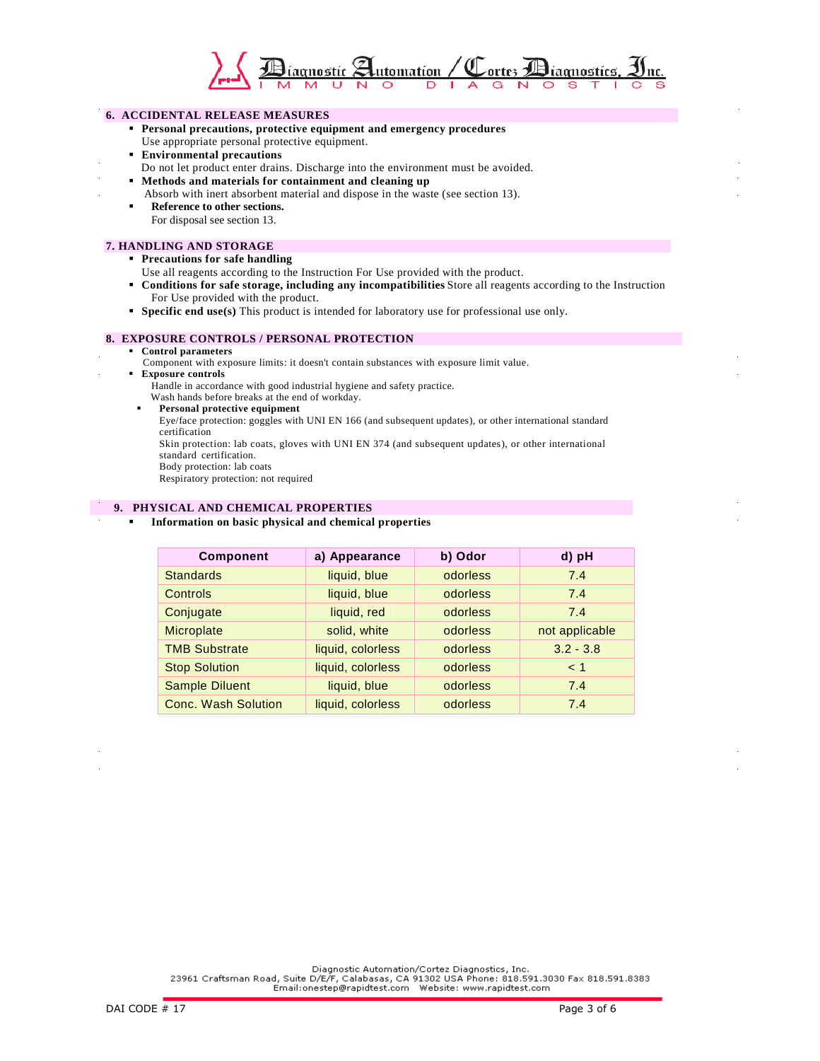## 6. ACCIDENTAL RELEASE MEASURES

- **Personal precautions, protective equipment and emergency procedures**
  Use appropriate personal protective equipment.
- **Environmental precautions**
  Do not let product enter drains. Discharge into the environment must be avoided.
- **Methods and materials for containment and cleaning up**
  Absorb with inert absorbent material and dispose in the waste (see section 13).
- **Reference to other sections.**
  For disposal see section 13.

## 7. HANDLING AND STORAGE

- **Precautions for safe handling**
  Use all reagents according to the Instruction For Use provided with the product.
- **Conditions for safe storage, including any incompatibilities** Store all reagents according to the Instruction For Use provided with the product.
- **Specific end use(s)** This product is intended for laboratory use for professional use only.

## 8. EXPOSURE CONTROLS / PERSONAL PROTECTION

- **Control parameters**
  Component with exposure limits: it doesn't contain substances with exposure limit value.
- **Exposure controls**
  Handle in accordance with good industrial hygiene and safety practice.
  Wash hands before breaks at the end of workday.
  - **Personal protective equipment**
    Eye/face protection: goggles with UNI EN 166 (and subsequent updates), or other international standard certification
    Skin protection: lab coats, gloves with UNI EN 374 (and subsequent updates), or other international standard certification.
    Body protection: lab coats
    Respiratory protection: not required

## 9. PHYSICAL AND CHEMICAL PROPERTIES

- **Information on basic physical and chemical properties**

| Component | a) Appearance | b) Odor | d) pH |
|---|---|---|---|
| Standards | liquid, blue | odorless | 7.4 |
| Controls | liquid, blue | odorless | 7.4 |
| Conjugate | liquid, red | odorless | 7.4 |
| Microplate | solid, white | odorless | not applicable |
| TMB Substrate | liquid, colorless | odorless | 3.2 - 3.8 |
| Stop Solution | liquid, colorless | odorless | < 1 |
| Sample Diluent | liquid, blue | odorless | 7.4 |
| Conc. Wash Solution | liquid, colorless | odorless | 7.4 |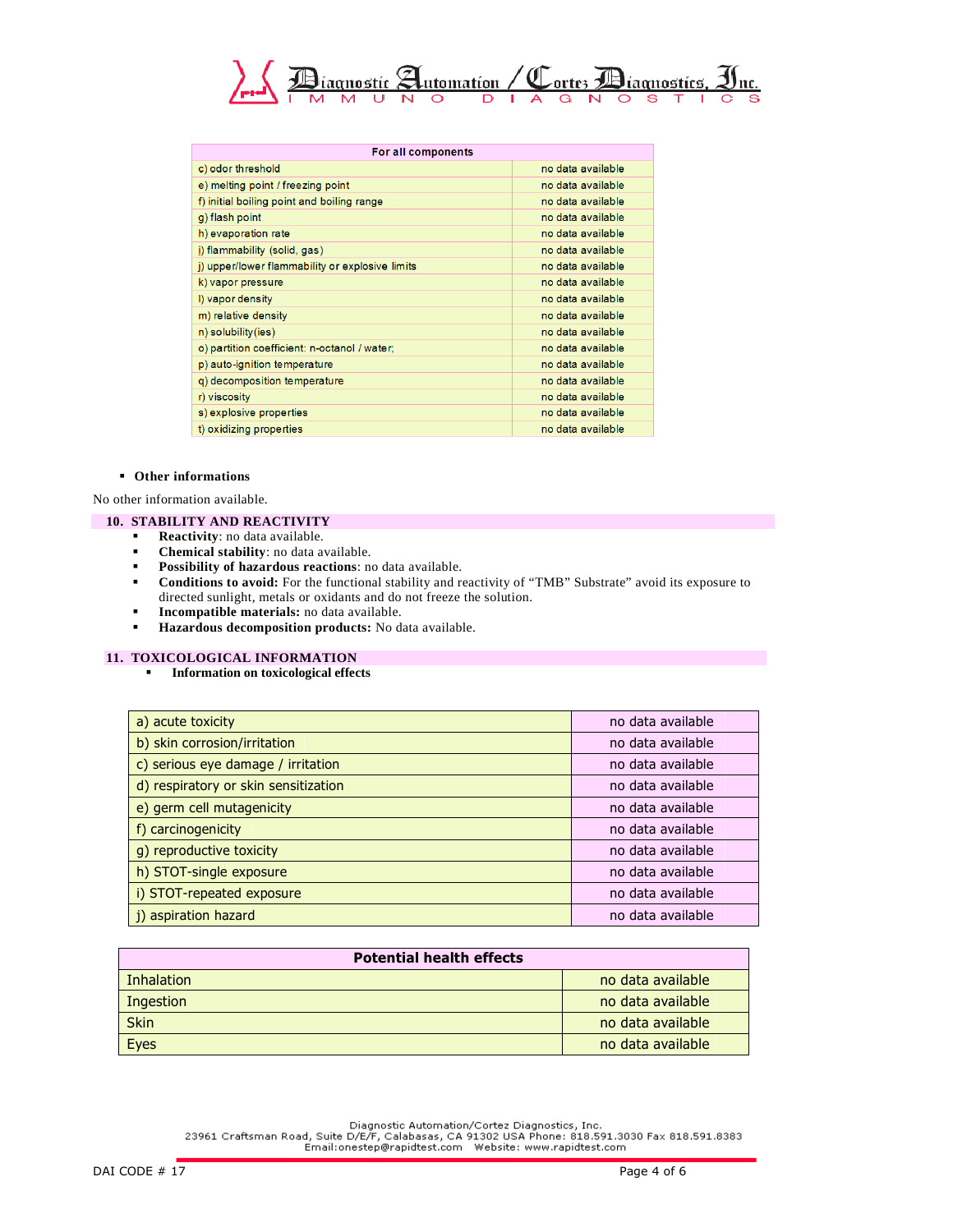| For all components | |
|---|---|
| c) odor threshold | no data available |
| e) melting point / freezing point | no data available |
| f) initial boiling point and boiling range | no data available |
| g) flash point | no data available |
| h) evaporation rate | no data available |
| i) flammability (solid, gas) | no data available |
| j) upper/lower flammability or explosive limits | no data available |
| k) vapor pressure | no data available |
| l) vapor density | no data available |
| m) relative density | no data available |
| n) solubility(ies) | no data available |
| o) partition coefficient: n-octanol / water; | no data available |
| p) auto-ignition temperature | no data available |
| q) decomposition temperature | no data available |
| r) viscosity | no data available |
| s) explosive properties | no data available |
| t) oxidizing properties | no data available |

- **Other informations**

No other information available.

## 10. STABILITY AND REACTIVITY

- **Reactivity**: no data available.
- **Chemical stability**: no data available.
- **Possibility of hazardous reactions**: no data available.
- **Conditions to avoid:** For the functional stability and reactivity of “TMB” Substrate” avoid its exposure to directed sunlight, metals or oxidants and do not freeze the solution.
- **Incompatible materials:** no data available.
- **Hazardous decomposition products:** No data available.

## 11. TOXICOLOGICAL INFORMATION

- **Information on toxicological effects**

| | |
|---|---|
| a) acute toxicity | no data available |
| b) skin corrosion/irritation | no data available |
| c) serious eye damage / irritation | no data available |
| d) respiratory or skin sensitization | no data available |
| e) germ cell mutagenicity | no data available |
| f) carcinogenicity | no data available |
| g) reproductive toxicity | no data available |
| h) STOT-single exposure | no data available |
| i) STOT-repeated exposure | no data available |
| j) aspiration hazard | no data available |

| Potential health effects | |
|---|---|
| Inhalation | no data available |
| Ingestion | no data available |
| Skin | no data available |
| Eyes | no data available |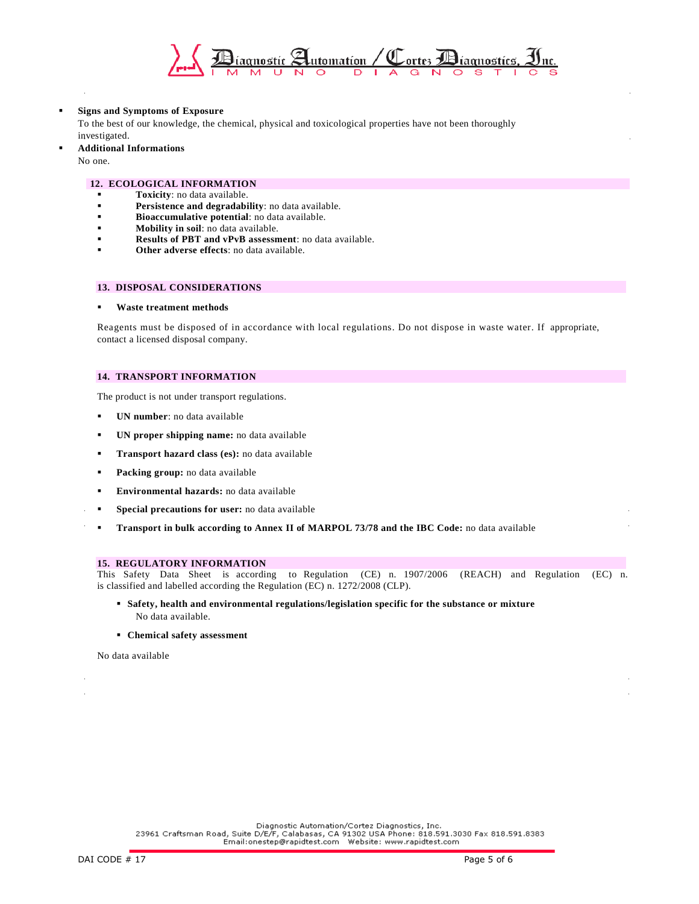- **Signs and Symptoms of Exposure**
  To the best of our knowledge, the chemical, physical and toxicological properties have not been thoroughly investigated.
- **Additional Informations**
  No one.

## 12. ECOLOGICAL INFORMATION

- **Toxicity**: no data available.
- **Persistence and degradability**: no data available.
- **Bioaccumulative potential**: no data available.
- **Mobility in soil**: no data available.
- **Results of PBT and vPvB assessment**: no data available.
- **Other adverse effects**: no data available.

## 13. DISPOSAL CONSIDERATIONS

- **Waste treatment methods**

Reagents must be disposed of in accordance with local regulations. Do not dispose in waste water. If appropriate, contact a licensed disposal company.

## 14. TRANSPORT INFORMATION

The product is not under transport regulations.

- **UN number**: no data available
- **UN proper shipping name:** no data available
- **Transport hazard class (es):** no data available
- **Packing group:** no data available
- **Environmental hazards:** no data available
- **Special precautions for user:** no data available
- **Transport in bulk according to Annex II of MARPOL 73/78 and the IBC Code:** no data available

## 15. REGULATORY INFORMATION

This Safety Data Sheet is according to Regulation (CE) n. 1907/2006 (REACH) and Regulation (EC) n. is classified and labelled according the Regulation (EC) n. 1272/2008 (CLP).

- **Safety, health and environmental regulations/legislation specific for the substance or mixture**
  No data available.
- **Chemical safety assessment**

No data available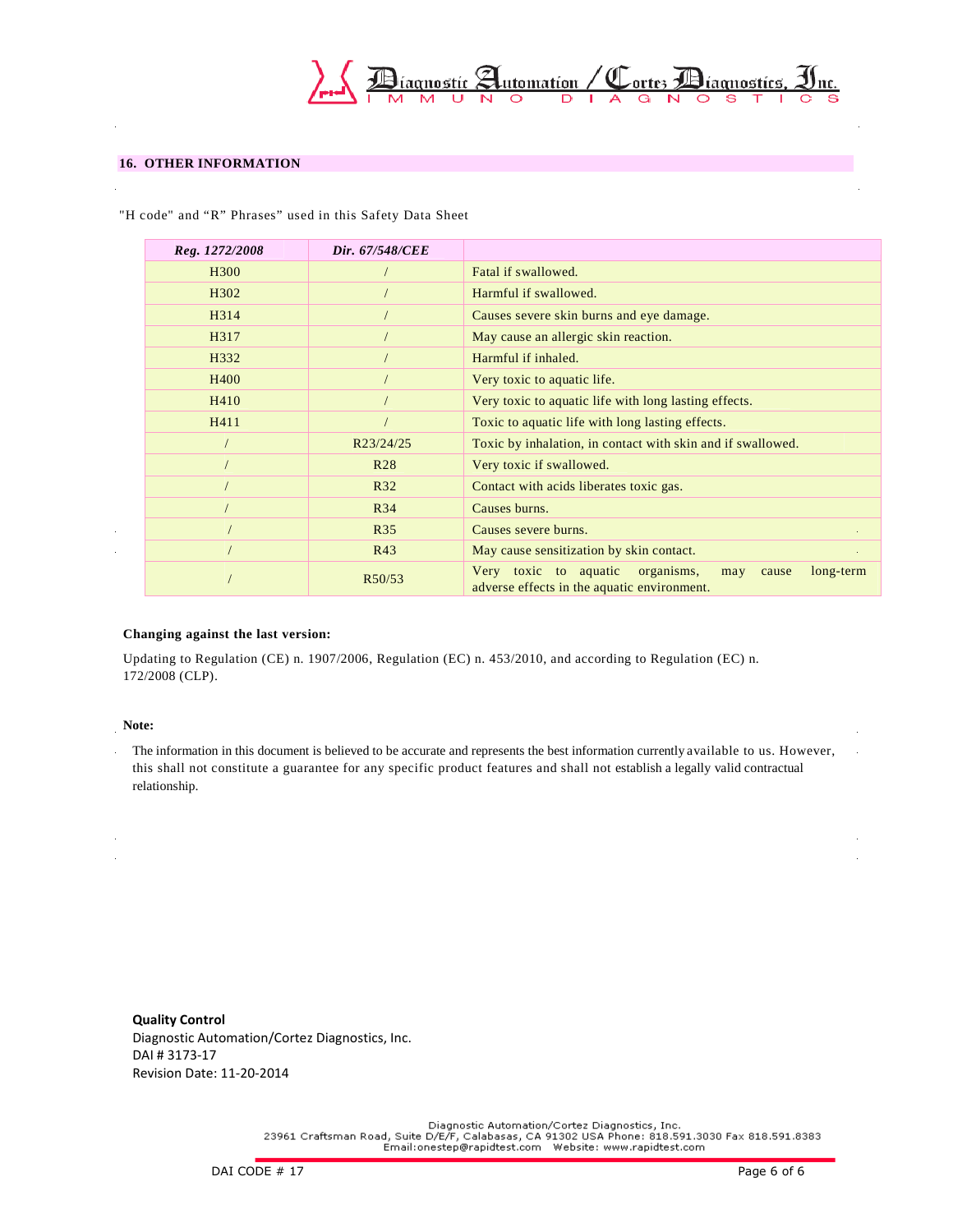## 16. OTHER INFORMATION

"H code" and "R" Phrases" used in this Safety Data Sheet

| *Reg. 1272/2008* | *Dir. 67/548/CEE* | |
|---|---|---|
| H300 | / | Fatal if swallowed. |
| H302 | / | Harmful if swallowed. |
| H314 | / | Causes severe skin burns and eye damage. |
| H317 | / | May cause an allergic skin reaction. |
| H332 | / | Harmful if inhaled. |
| H400 | / | Very toxic to aquatic life. |
| H410 | / | Very toxic to aquatic life with long lasting effects. |
| H411 | / | Toxic to aquatic life with long lasting effects. |
| / | R23/24/25 | Toxic by inhalation, in contact with skin and if swallowed. |
| / | R28 | Very toxic if swallowed. |
| / | R32 | Contact with acids liberates toxic gas. |
| / | R34 | Causes burns. |
| / | R35 | Causes severe burns. |
| / | R43 | May cause sensitization by skin contact. |
| / | R50/53 | Very toxic to aquatic organisms, may cause long-term adverse effects in the aquatic environment. |

**Changing against the last version:**

Updating to Regulation (CE) n. 1907/2006, Regulation (EC) n. 453/2010, and according to Regulation (EC) n. 172/2008 (CLP).

**Note:**

The information in this document is believed to be accurate and represents the best information currently available to us. However, this shall not constitute a guarantee for any specific product features and shall not establish a legally valid contractual relationship.

**Quality Control**
Diagnostic Automation/Cortez Diagnostics, Inc.
DAI # 3173-17
Revision Date: 11-20-2014

Diagnostic Automation/Cortez Diagnostics, Inc.
23961 Craftsman Road, Suite D/E/F, Calabasas, CA 91302 USA Phone: 818.591.3030 Fax 818.591.8383
Email:onestep@rapidtest.com Website: www.rapidtest.com

DAI CODE # 17